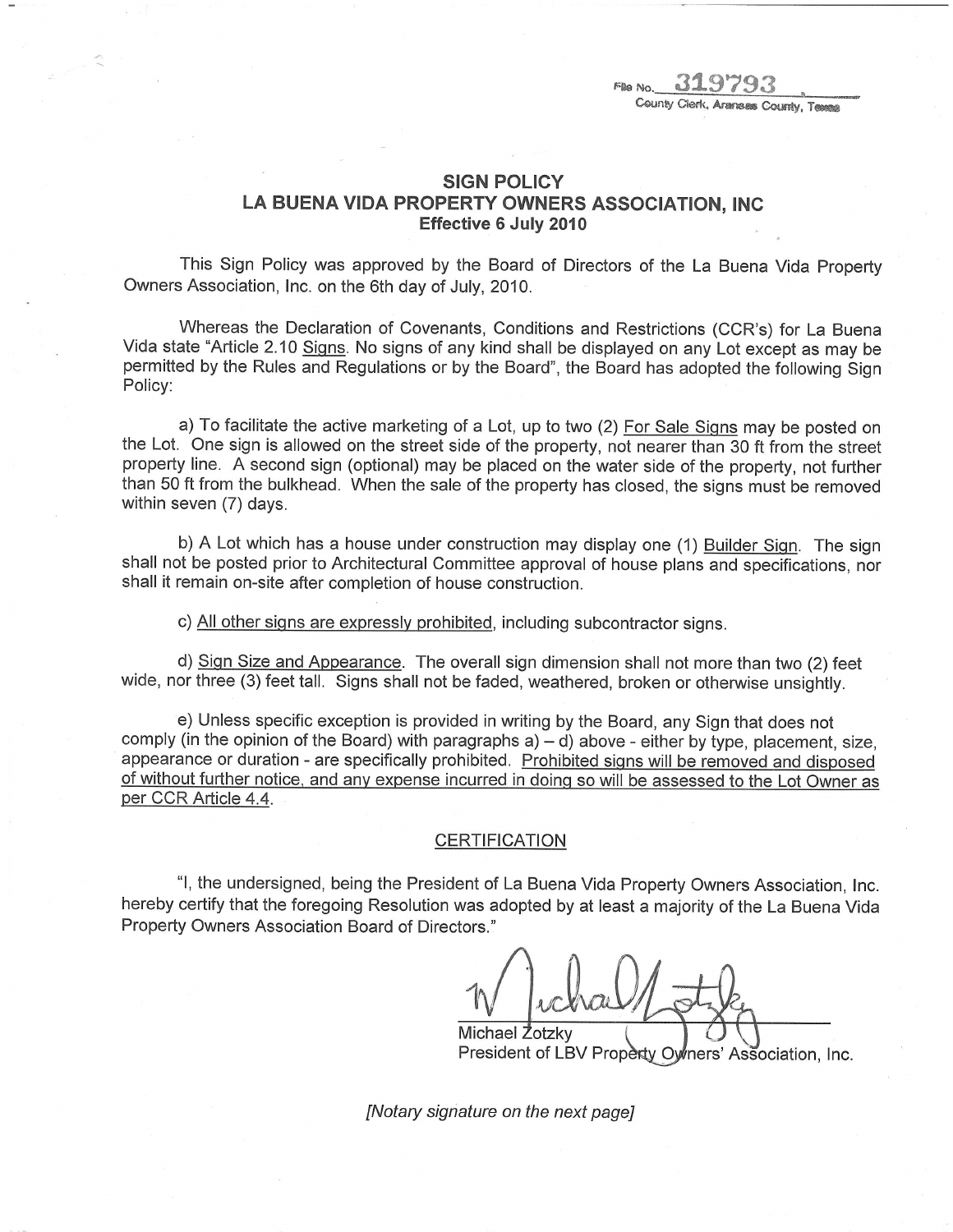File No. 319793
County Clerk, Aransas County, Texas

# SIGN POLICY
## LA BUENA VIDA PROPERTY OWNERS ASSOCIATION, INC
**Effective 6 July 2010**

This Sign Policy was approved by the Board of Directors of the La Buena Vida Property Owners Association, Inc. on the 6th day of July, 2010.

Whereas the Declaration of Covenants, Conditions and Restrictions (CCR's) for La Buena Vida state "Article 2.10 Signs. No signs of any kind shall be displayed on any Lot except as may be permitted by the Rules and Regulations or by the Board", the Board has adopted the following Sign Policy:

a) To facilitate the active marketing of a Lot, up to two (2) For Sale Signs may be posted on the Lot. One sign is allowed on the street side of the property, not nearer than 30 ft from the street property line. A second sign (optional) may be placed on the water side of the property, not further than 50 ft from the bulkhead. When the sale of the property has closed, the signs must be removed within seven (7) days.

b) A Lot which has a house under construction may display one (1) Builder Sign. The sign shall not be posted prior to Architectural Committee approval of house plans and specifications, nor shall it remain on-site after completion of house construction.

c) All other signs are expressly prohibited, including subcontractor signs.

d) Sign Size and Appearance. The overall sign dimension shall not more than two (2) feet wide, nor three (3) feet tall. Signs shall not be faded, weathered, broken or otherwise unsightly.

e) Unless specific exception is provided in writing by the Board, any Sign that does not comply (in the opinion of the Board) with paragraphs a) – d) above - either by type, placement, size, appearance or duration - are specifically prohibited. Prohibited signs will be removed and disposed of without further notice, and any expense incurred in doing so will be assessed to the Lot Owner as per CCR Article 4.4.

### CERTIFICATION

"I, the undersigned, being the President of La Buena Vida Property Owners Association, Inc. hereby certify that the foregoing Resolution was adopted by at least a majority of the La Buena Vida Property Owners Association Board of Directors."

Michael Zotzky
President of LBV Property Owners' Association, Inc.

*[Notary signature on the next page]*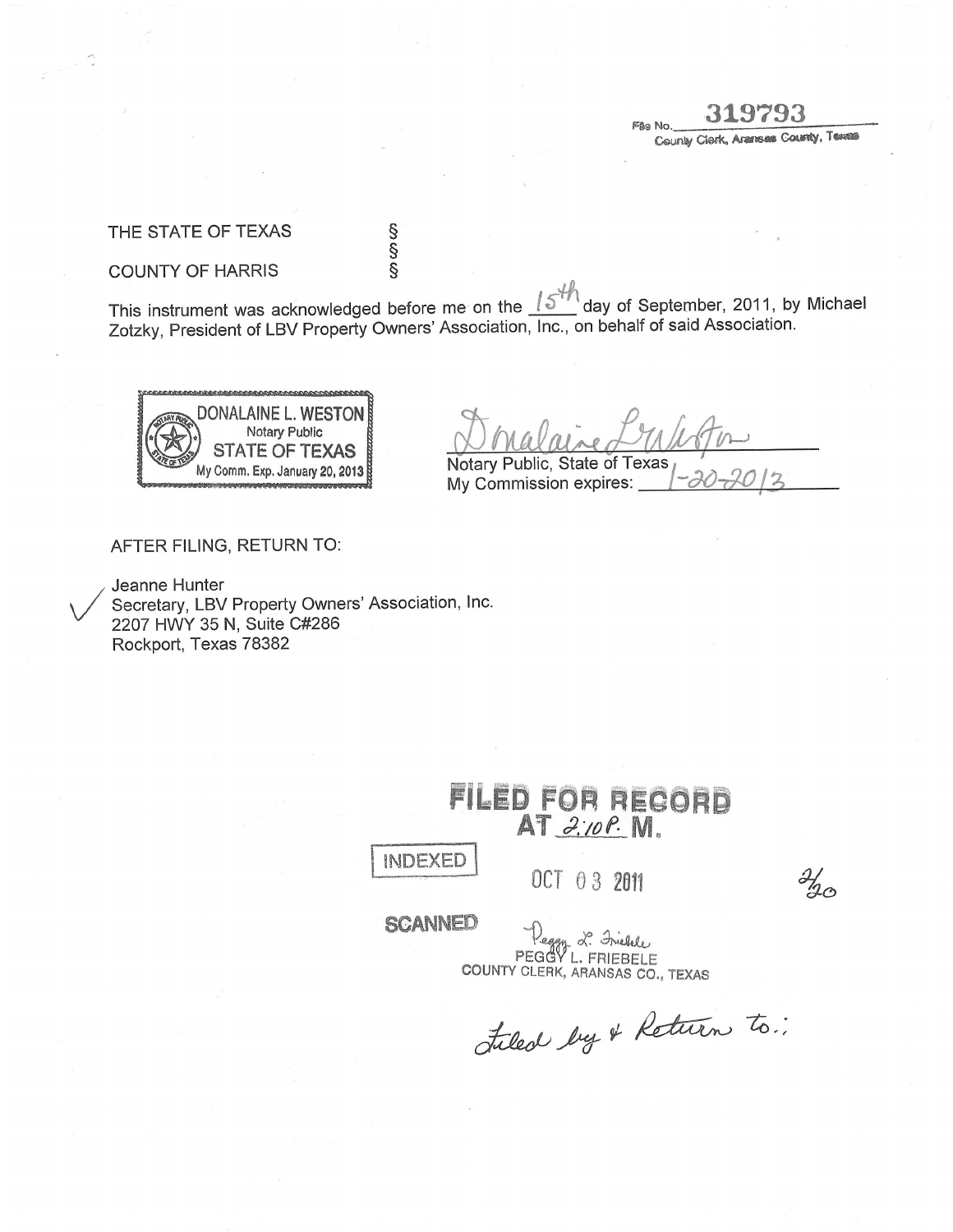File No. 319793
County Clerk, Aransas County, Texas

THE STATE OF TEXAS §
§
COUNTY OF HARRIS §

This instrument was acknowledged before me on the 15th day of September, 2011, by Michael Zotzky, President of LBV Property Owners' Association, Inc., on behalf of said Association.

DONALAINE L. WESTON
Notary Public
STATE OF TEXAS
My Comm. Exp. January 20, 2013

Donalaine L Weston
Notary Public, State of Texas
My Commission expires: 1-20-2013

AFTER FILING, RETURN TO:

Jeanne Hunter
Secretary, LBV Property Owners' Association, Inc.
2207 HWY 35 N, Suite C#286
Rockport, Texas 78382

FILED FOR RECORD
AT 2:10 P. M.

INDEXED

OCT 03 2011

2/20

SCANNED

Peggy L. Friebele
PEGGY L. FRIEBELE
COUNTY CLERK, ARANSAS CO., TEXAS

Filed by & Return to.: